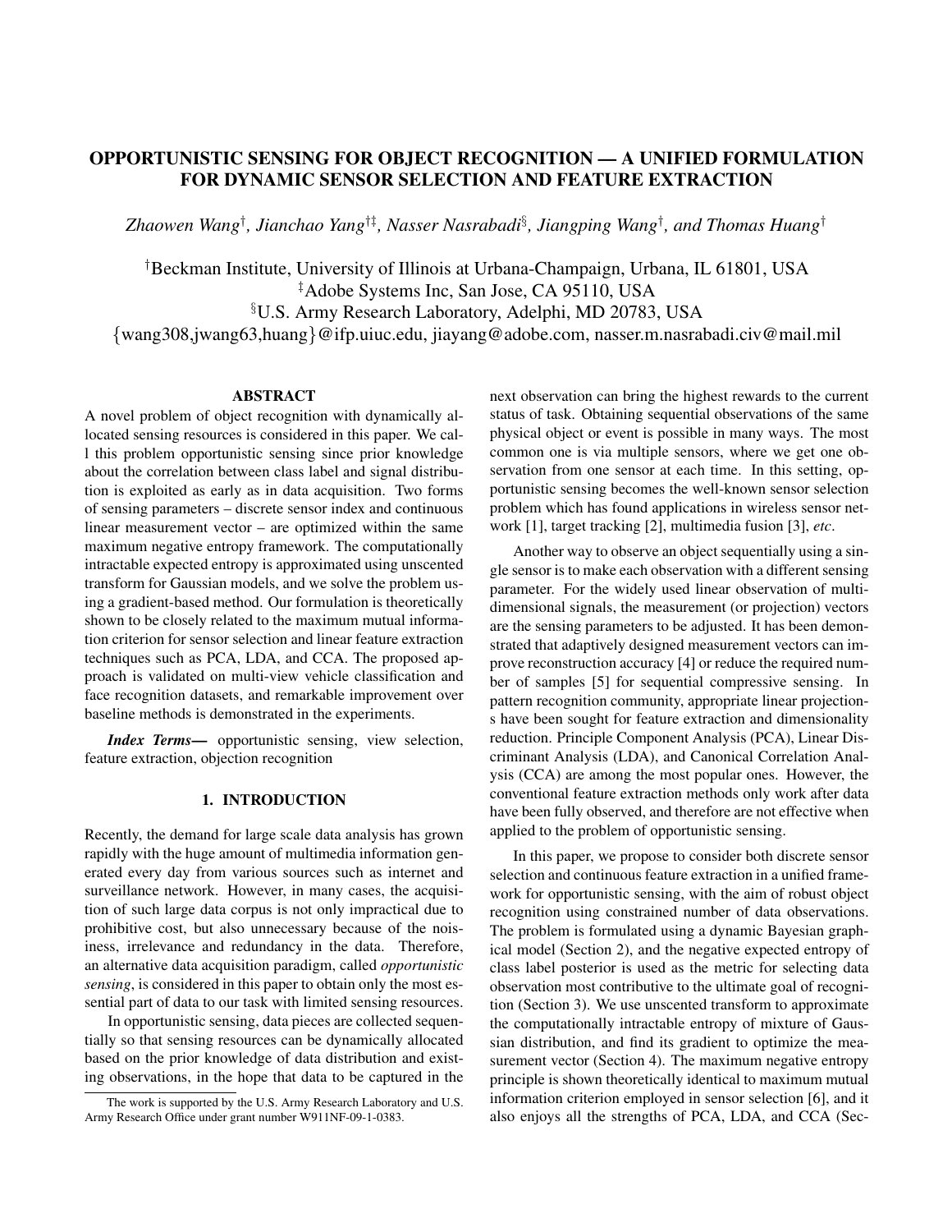# OPPORTUNISTIC SENSING FOR OBJECT RECOGNITION — A UNIFIED FORMULATION FOR DYNAMIC SENSOR SELECTION AND FEATURE EXTRACTION

*Zhaowen Wang*[†], *Jianchao Yang*[†‡], *Nasser Nasrabadi*[§], *Jiangping Wang*[†], *and Thomas Huang*[†]

[†]Beckman Institute, University of Illinois at Urbana-Champaign, Urbana, IL 61801, USA
[‡]Adobe Systems Inc, San Jose, CA 95110, USA
[§]U.S. Army Research Laboratory, Adelphi, MD 20783, USA
{wang308,jwang63,huang}@ifp.uiuc.edu, jiayang@adobe.com, nasser.m.nasrabadi.civ@mail.mil

## ABSTRACT

A novel problem of object recognition with dynamically allocated sensing resources is considered in this paper. We call this problem opportunistic sensing since prior knowledge about the correlation between class label and signal distribution is exploited as early as in data acquisition. Two forms of sensing parameters – discrete sensor index and continuous linear measurement vector – are optimized within the same maximum negative entropy framework. The computationally intractable expected entropy is approximated using unscented transform for Gaussian models, and we solve the problem using a gradient-based method. Our formulation is theoretically shown to be closely related to the maximum mutual information criterion for sensor selection and linear feature extraction techniques such as PCA, LDA, and CCA. The proposed approach is validated on multi-view vehicle classification and face recognition datasets, and remarkable improvement over baseline methods is demonstrated in the experiments.

***Index Terms*—** opportunistic sensing, view selection, feature extraction, objection recognition

## 1. INTRODUCTION

Recently, the demand for large scale data analysis has grown rapidly with the huge amount of multimedia information generated every day from various sources such as internet and surveillance network. However, in many cases, the acquisition of such large data corpus is not only impractical due to prohibitive cost, but also unnecessary because of the noisiness, irrelevance and redundancy in the data. Therefore, an alternative data acquisition paradigm, called *opportunistic sensing*, is considered in this paper to obtain only the most essential part of data to our task with limited sensing resources.

In opportunistic sensing, data pieces are collected sequentially so that sensing resources can be dynamically allocated based on the prior knowledge of data distribution and existing observations, in the hope that data to be captured in the next observation can bring the highest rewards to the current status of task. Obtaining sequential observations of the same physical object or event is possible in many ways. The most common one is via multiple sensors, where we get one observation from one sensor at each time. In this setting, opportunistic sensing becomes the well-known sensor selection problem which has found applications in wireless sensor network [1], target tracking [2], multimedia fusion [3], *etc*.

Another way to observe an object sequentially using a single sensor is to make each observation with a different sensing parameter. For the widely used linear observation of multi-dimensional signals, the measurement (or projection) vectors are the sensing parameters to be adjusted. It has been demonstrated that adaptively designed measurement vectors can improve reconstruction accuracy [4] or reduce the required number of samples [5] for sequential compressive sensing. In pattern recognition community, appropriate linear projections have been sought for feature extraction and dimensionality reduction. Principle Component Analysis (PCA), Linear Discriminant Analysis (LDA), and Canonical Correlation Analysis (CCA) are among the most popular ones. However, the conventional feature extraction methods only work after data have been fully observed, and therefore are not effective when applied to the problem of opportunistic sensing.

In this paper, we propose to consider both discrete sensor selection and continuous feature extraction in a unified framework for opportunistic sensing, with the aim of robust object recognition using constrained number of data observations. The problem is formulated using a dynamic Bayesian graphical model (Section 2), and the negative expected entropy of class label posterior is used as the metric for selecting data observation most contributive to the ultimate goal of recognition (Section 3). We use unscented transform to approximate the computationally intractable entropy of mixture of Gaussian distribution, and find its gradient to optimize the measurement vector (Section 4). The maximum negative entropy principle is shown theoretically identical to maximum mutual information criterion employed in sensor selection [6], and it also enjoys all the strengths of PCA, LDA, and CCA (Sec-

The work is supported by the U.S. Army Research Laboratory and U.S. Army Research Office under grant number W911NF-09-1-0383.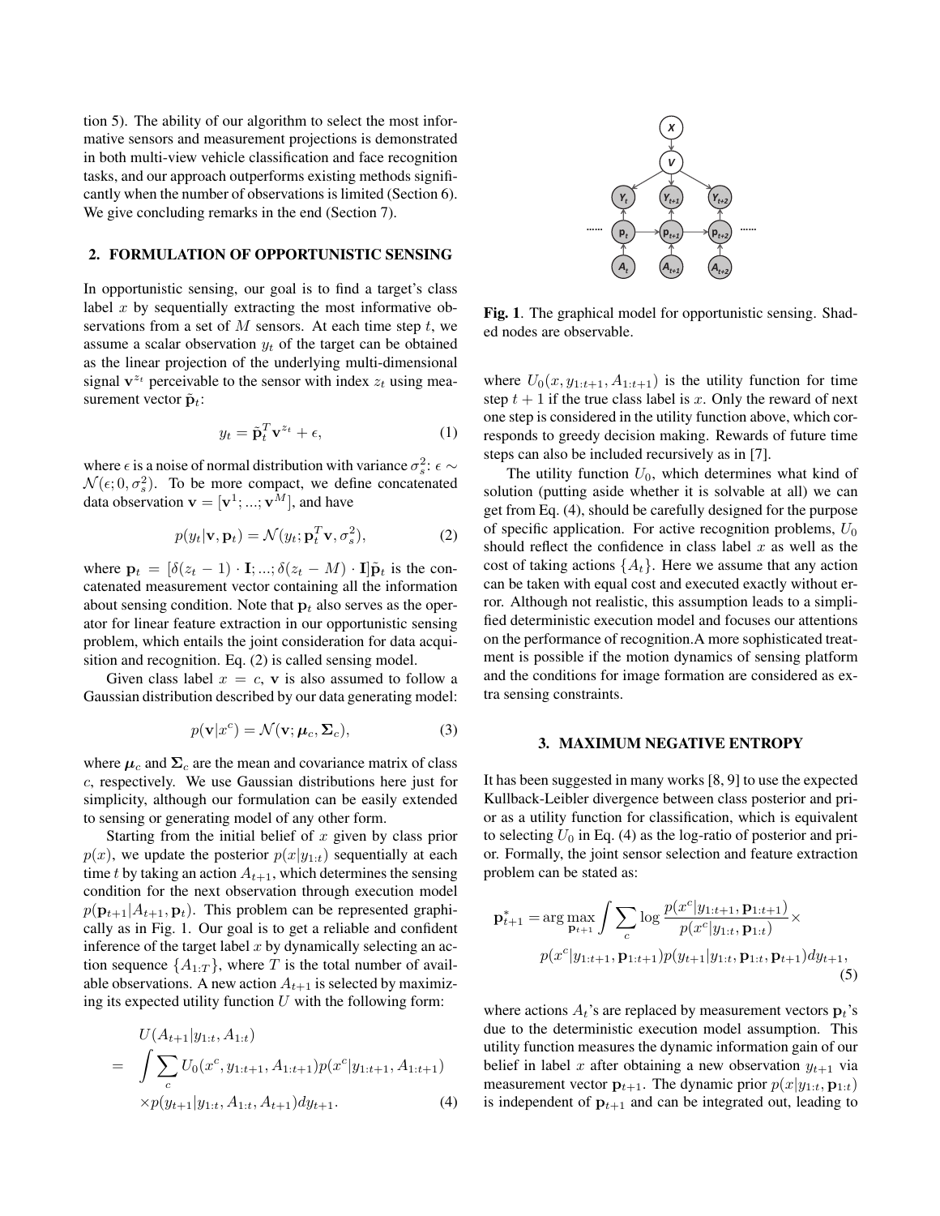tion 5). The ability of our algorithm to select the most informative sensors and measurement projections is demonstrated in both multi-view vehicle classification and face recognition tasks, and our approach outperforms existing methods significantly when the number of observations is limited (Section 6). We give concluding remarks in the end (Section 7).

## 2. FORMULATION OF OPPORTUNISTIC SENSING

In opportunistic sensing, our goal is to find a target's class label $x$ by sequentially extracting the most informative observations from a set of $M$ sensors. At each time step $t$, we assume a scalar observation $y_t$ of the target can be obtained as the linear projection of the underlying multi-dimensional signal $\mathbf{v}^{z_t}$ perceivable to the sensor with index $z_t$ using measurement vector $\tilde{\mathbf{p}}_t$:

$$y_t = \tilde{\mathbf{p}}_t^T \mathbf{v}^{z_t} + \epsilon, \tag{1}$$

where $\epsilon$ is a noise of normal distribution with variance $\sigma_s^2$: $\epsilon \sim \mathcal{N}(\epsilon; 0, \sigma_s^2)$. To be more compact, we define concatenated data observation $\mathbf{v} = [\mathbf{v}^1; ...; \mathbf{v}^M]$, and have

$$p(y_t|\mathbf{v}, \mathbf{p}_t) = \mathcal{N}(y_t; \mathbf{p}_t^T \mathbf{v}, \sigma_s^2), \tag{2}$$

where $\mathbf{p}_t = [\delta(z_t - 1) \cdot \mathbf{I}; ...; \delta(z_t - M) \cdot \mathbf{I}]\tilde{\mathbf{p}}_t$ is the concatenated measurement vector containing all the information about sensing condition. Note that $\mathbf{p}_t$ also serves as the operator for linear feature extraction in our opportunistic sensing problem, which entails the joint consideration for data acquisition and recognition. Eq. (2) is called sensing model.

Given class label $x = c$, $\mathbf{v}$ is also assumed to follow a Gaussian distribution described by our data generating model:

$$p(\mathbf{v}|x^c) = \mathcal{N}(\mathbf{v}; \boldsymbol{\mu}_c, \boldsymbol{\Sigma}_c), \tag{3}$$

where $\boldsymbol{\mu}_c$ and $\boldsymbol{\Sigma}_c$ are the mean and covariance matrix of class $c$, respectively. We use Gaussian distributions here just for simplicity, although our formulation can be easily extended to sensing or generating model of any other form.

Starting from the initial belief of $x$ given by class prior $p(x)$, we update the posterior $p(x|y_{1:t})$ sequentially at each time $t$ by taking an action $A_{t+1}$, which determines the sensing condition for the next observation through execution model $p(\mathbf{p}_{t+1}|A_{t+1}, \mathbf{p}_t)$. This problem can be represented graphically as in Fig. 1. Our goal is to get a reliable and confident inference of the target label $x$ by dynamically selecting an action sequence $\{A_{1:T}\}$, where $T$ is the total number of available observations. A new action $A_{t+1}$ is selected by maximizing its expected utility function $U$ with the following form:

$$\begin{aligned} & U(A_{t+1}|y_{1:t}, A_{1:t}) \\ = \; & \int \sum_c U_0(x^c, y_{1:t+1}, A_{1:t+1}) p(x^c|y_{1:t+1}, A_{1:t+1}) \\ & \times p(y_{t+1}|y_{1:t}, A_{1:t}, A_{t+1}) dy_{t+1}. \end{aligned} \tag{4}$$

**Fig. 1**. The graphical model for opportunistic sensing. Shaded nodes are observable.

where $U_0(x, y_{1:t+1}, A_{1:t+1})$ is the utility function for time step $t+1$ if the true class label is $x$. Only the reward of next one step is considered in the utility function above, which corresponds to greedy decision making. Rewards of future time steps can also be included recursively as in [7].

The utility function $U_0$, which determines what kind of solution (putting aside whether it is solvable at all) we can get from Eq. (4), should be carefully designed for the purpose of specific application. For active recognition problems, $U_0$ should reflect the confidence in class label $x$ as well as the cost of taking actions $\{A_t\}$. Here we assume that any action can be taken with equal cost and executed exactly without error. Although not realistic, this assumption leads to a simplified deterministic execution model and focuses our attentions on the performance of recognition.A more sophisticated treatment is possible if the motion dynamics of sensing platform and the conditions for image formation are considered as extra sensing constraints.

## 3. MAXIMUM NEGATIVE ENTROPY

It has been suggested in many works [8, 9] to use the expected Kullback-Leibler divergence between class posterior and prior as a utility function for classification, which is equivalent to selecting $U_0$ in Eq. (4) as the log-ratio of posterior and prior. Formally, the joint sensor selection and feature extraction problem can be stated as:

$$\begin{aligned} \mathbf{p}_{t+1}^* = & \arg\max_{\mathbf{p}_{t+1}} \int \sum_c \log \frac{p(x^c|y_{1:t+1}, \mathbf{p}_{1:t+1})}{p(x^c|y_{1:t}, \mathbf{p}_{1:t})} \times \\ & p(x^c|y_{1:t+1}, \mathbf{p}_{1:t+1}) p(y_{t+1}|y_{1:t}, \mathbf{p}_{1:t}, \mathbf{p}_{t+1}) dy_{t+1}, \end{aligned} \tag{5}$$

where actions $A_t$'s are replaced by measurement vectors $\mathbf{p}_t$'s due to the deterministic execution model assumption. This utility function measures the dynamic information gain of our belief in label $x$ after obtaining a new observation $y_{t+1}$ via measurement vector $\mathbf{p}_{t+1}$. The dynamic prior $p(x|y_{1:t}, \mathbf{p}_{1:t})$ is independent of $\mathbf{p}_{t+1}$ and can be integrated out, leading to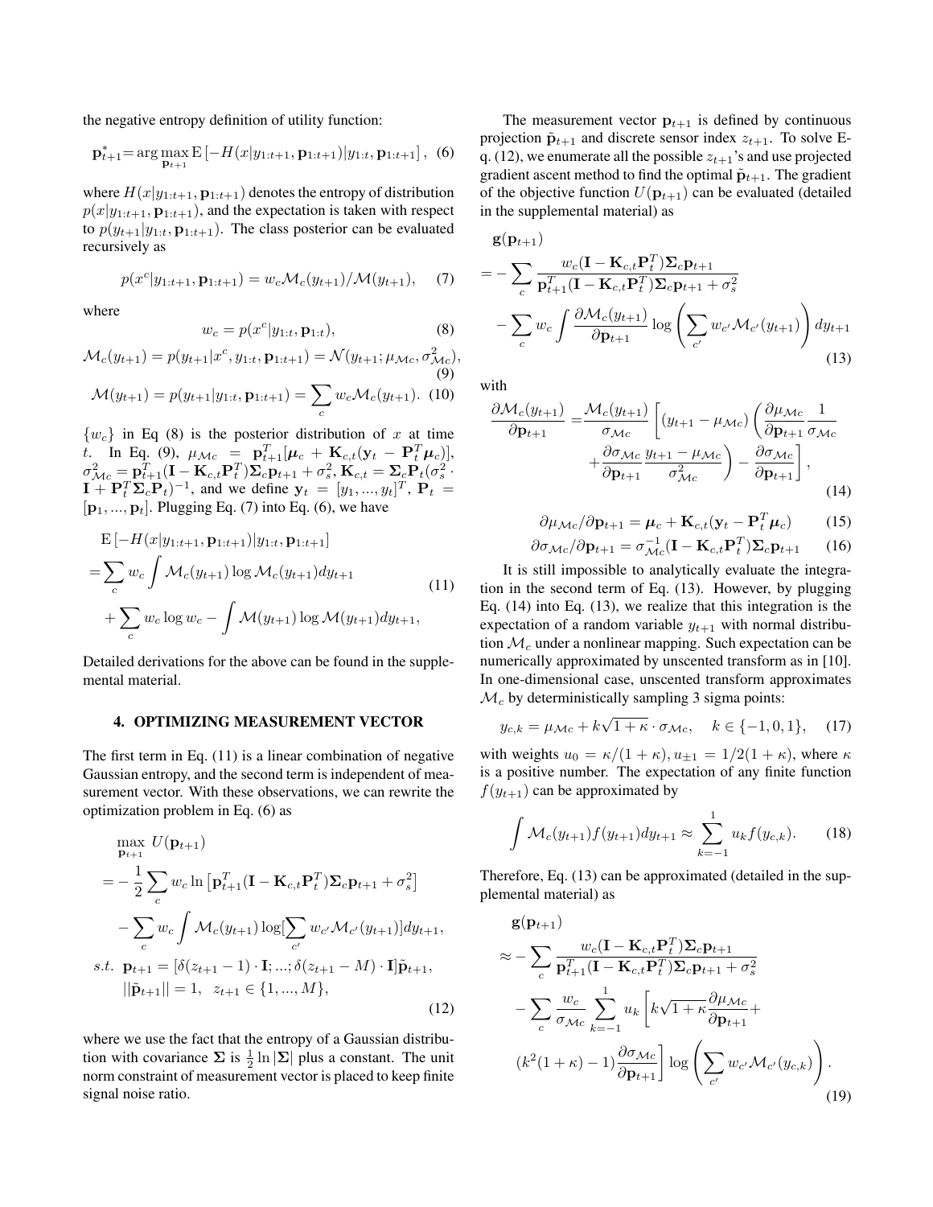the negative entropy definition of utility function:

$$\mathbf{p}_{t+1}^{*}=\arg\max_{\mathbf{p}_{t+1}} \mathrm{E}\left[-H(x|y_{1:t+1},\mathbf{p}_{1:t+1})|y_{1:t},\mathbf{p}_{1:t+1}\right], \quad (6)$$

where $H(x|y_{1:t+1},\mathbf{p}_{1:t+1})$ denotes the entropy of distribution $p(x|y_{1:t+1},\mathbf{p}_{1:t+1})$, and the expectation is taken with respect to $p(y_{t+1}|y_{1:t},\mathbf{p}_{1:t+1})$. The class posterior can be evaluated recursively as

$$p(x^c|y_{1:t+1},\mathbf{p}_{1:t+1}) = w_c\mathcal{M}_c(y_{t+1})/\mathcal{M}(y_{t+1}), \quad (7)$$

where

$$w_c = p(x^c|y_{1:t},\mathbf{p}_{1:t}), \quad (8)$$

$$\mathcal{M}_c(y_{t+1}) = p(y_{t+1}|x^c,y_{1:t},\mathbf{p}_{1:t+1}) = \mathcal{N}(y_{t+1};\mu_{\mathcal{M}c},\sigma^2_{\mathcal{M}c}), \quad (9)$$

$$\mathcal{M}(y_{t+1}) = p(y_{t+1}|y_{1:t},\mathbf{p}_{1:t+1}) = \sum_c w_c\mathcal{M}_c(y_{t+1}). \quad (10)$$

$\{w_c\}$ in Eq (8) is the posterior distribution of $x$ at time $t$. In Eq. (9), $\mu_{\mathcal{M}c} = \mathbf{p}_{t+1}^T[\boldsymbol{\mu}_c + \mathbf{K}_{c,t}(\mathbf{y}_t - \mathbf{P}_t^T\boldsymbol{\mu}_c)]$, $\sigma^2_{\mathcal{M}c} = \mathbf{p}_{t+1}^T(\mathbf{I}-\mathbf{K}_{c,t}\mathbf{P}_t^T)\boldsymbol{\Sigma}_c\mathbf{p}_{t+1}+\sigma_s^2$, $\mathbf{K}_{c,t} = \boldsymbol{\Sigma}_c\mathbf{P}_t(\sigma_s^2\cdot\mathbf{I}+\mathbf{P}_t^T\boldsymbol{\Sigma}_c\mathbf{P}_t)^{-1}$, and we define $\mathbf{y}_t = [y_1,...,y_t]^T$, $\mathbf{P}_t = [\mathbf{p}_1,...,\mathbf{p}_t]$. Plugging Eq. (7) into Eq. (6), we have

$$\begin{aligned}
&\mathrm{E}\left[-H(x|y_{1:t+1},\mathbf{p}_{1:t+1})|y_{1:t},\mathbf{p}_{1:t+1}\right] \\
=&\sum_c w_c\int\mathcal{M}_c(y_{t+1})\log\mathcal{M}_c(y_{t+1})dy_{t+1} \\
&+\sum_c w_c\log w_c - \int\mathcal{M}(y_{t+1})\log\mathcal{M}(y_{t+1})dy_{t+1},
\end{aligned} \quad (11)$$

Detailed derivations for the above can be found in the supplemental material.

## 4. OPTIMIZING MEASUREMENT VECTOR

The first term in Eq. (11) is a linear combination of negative Gaussian entropy, and the second term is independent of measurement vector. With these observations, we can rewrite the optimization problem in Eq. (6) as

$$\begin{aligned}
&\max_{\mathbf{p}_{t+1}} U(\mathbf{p}_{t+1}) \\
=&-\frac{1}{2}\sum_c w_c\ln\left[\mathbf{p}_{t+1}^T(\mathbf{I}-\mathbf{K}_{c,t}\mathbf{P}_t^T)\boldsymbol{\Sigma}_c\mathbf{p}_{t+1}+\sigma_s^2\right] \\
&-\sum_c w_c\int\mathcal{M}_c(y_{t+1})\log[\sum_{c'}w_{c'}\mathcal{M}_{c'}(y_{t+1})]dy_{t+1}, \\
s.t.\;\; &\mathbf{p}_{t+1} = [\delta(z_{t+1}-1)\cdot\mathbf{I};...;\delta(z_{t+1}-M)\cdot\mathbf{I}]\tilde{\mathbf{p}}_{t+1}, \\
&||\tilde{\mathbf{p}}_{t+1}|| = 1, \;\; z_{t+1}\in\{1,...,M\},
\end{aligned} \quad (12)$$

where we use the fact that the entropy of a Gaussian distribution with covariance $\boldsymbol{\Sigma}$ is $\frac{1}{2}\ln|\boldsymbol{\Sigma}|$ plus a constant. The unit norm constraint of measurement vector is placed to keep finite signal noise ratio.

The measurement vector $\mathbf{p}_{t+1}$ is defined by continuous projection $\tilde{\mathbf{p}}_{t+1}$ and discrete sensor index $z_{t+1}$. To solve Eq. (12), we enumerate all the possible $z_{t+1}$'s and use projected gradient ascent method to find the optimal $\tilde{\mathbf{p}}_{t+1}$. The gradient of the objective function $U(\mathbf{p}_{t+1})$ can be evaluated (detailed in the supplemental material) as

$$\begin{aligned}
&\mathbf{g}(\mathbf{p}_{t+1}) \\
=&-\sum_c\frac{w_c(\mathbf{I}-\mathbf{K}_{c,t}\mathbf{P}_t^T)\boldsymbol{\Sigma}_c\mathbf{p}_{t+1}}{\mathbf{p}_{t+1}^T(\mathbf{I}-\mathbf{K}_{c,t}\mathbf{P}_t^T)\boldsymbol{\Sigma}_c\mathbf{p}_{t+1}+\sigma_s^2} \\
&-\sum_c w_c\int\frac{\partial\mathcal{M}_c(y_{t+1})}{\partial\mathbf{p}_{t+1}}\log\left(\sum_{c'}w_{c'}\mathcal{M}_{c'}(y_{t+1})\right)dy_{t+1}
\end{aligned} \quad (13)$$

with

$$\begin{aligned}
\frac{\partial\mathcal{M}_c(y_{t+1})}{\partial\mathbf{p}_{t+1}} =& \frac{\mathcal{M}_c(y_{t+1})}{\sigma_{\mathcal{M}c}}\left[(y_{t+1}-\mu_{\mathcal{M}c})\left(\frac{\partial\mu_{\mathcal{M}c}}{\partial\mathbf{p}_{t+1}}\frac{1}{\sigma_{\mathcal{M}c}}\right.\right. \\
&\left.\left.+\frac{\partial\sigma_{\mathcal{M}c}}{\partial\mathbf{p}_{t+1}}\frac{y_{t+1}-\mu_{\mathcal{M}c}}{\sigma^2_{\mathcal{M}c}}\right)-\frac{\partial\sigma_{\mathcal{M}c}}{\partial\mathbf{p}_{t+1}}\right],
\end{aligned} \quad (14)$$

$$\partial\mu_{\mathcal{M}c}/\partial\mathbf{p}_{t+1} = \boldsymbol{\mu}_c + \mathbf{K}_{c,t}(\mathbf{y}_t - \mathbf{P}_t^T\boldsymbol{\mu}_c) \quad (15)$$

$$\partial\sigma_{\mathcal{M}c}/\partial\mathbf{p}_{t+1} = \sigma_{\mathcal{M}c}^{-1}(\mathbf{I}-\mathbf{K}_{c,t}\mathbf{P}_t^T)\boldsymbol{\Sigma}_c\mathbf{p}_{t+1} \quad (16)$$

It is still impossible to analytically evaluate the integration in the second term of Eq. (13). However, by plugging Eq. (14) into Eq. (13), we realize that this integration is the expectation of a random variable $y_{t+1}$ with normal distribution $\mathcal{M}_c$ under a nonlinear mapping. Such expectation can be numerically approximated by unscented transform as in [10]. In one-dimensional case, unscented transform approximates $\mathcal{M}_c$ by deterministically sampling 3 sigma points:

$$y_{c,k} = \mu_{\mathcal{M}c} + k\sqrt{1+\kappa}\cdot\sigma_{\mathcal{M}c}, \quad k\in\{-1,0,1\}, \quad (17)$$

with weights $u_0 = \kappa/(1+\kappa)$, $u_{\pm1} = 1/2(1+\kappa)$, where $\kappa$ is a positive number. The expectation of any finite function $f(y_{t+1})$ can be approximated by

$$\int\mathcal{M}_c(y_{t+1})f(y_{t+1})dy_{t+1} \approx \sum_{k=-1}^{1}u_k f(y_{c,k}). \quad (18)$$

Therefore, Eq. (13) can be approximated (detailed in the supplemental material) as

$$\begin{aligned}
&\mathbf{g}(\mathbf{p}_{t+1}) \\
\approx&-\sum_c\frac{w_c(\mathbf{I}-\mathbf{K}_{c,t}\mathbf{P}_t^T)\boldsymbol{\Sigma}_c\mathbf{p}_{t+1}}{\mathbf{p}_{t+1}^T(\mathbf{I}-\mathbf{K}_{c,t}\mathbf{P}_t^T)\boldsymbol{\Sigma}_c\mathbf{p}_{t+1}+\sigma_s^2} \\
&-\sum_c\frac{w_c}{\sigma_{\mathcal{M}c}}\sum_{k=-1}^{1}u_k\left[k\sqrt{1+\kappa}\frac{\partial\mu_{\mathcal{M}c}}{\partial\mathbf{p}_{t+1}}+\right. \\
&\left.(k^2(1+\kappa)-1)\frac{\partial\sigma_{\mathcal{M}c}}{\partial\mathbf{p}_{t+1}}\right]\log\left(\sum_{c'}w_{c'}\mathcal{M}_{c'}(y_{c,k})\right).
\end{aligned} \quad (19)$$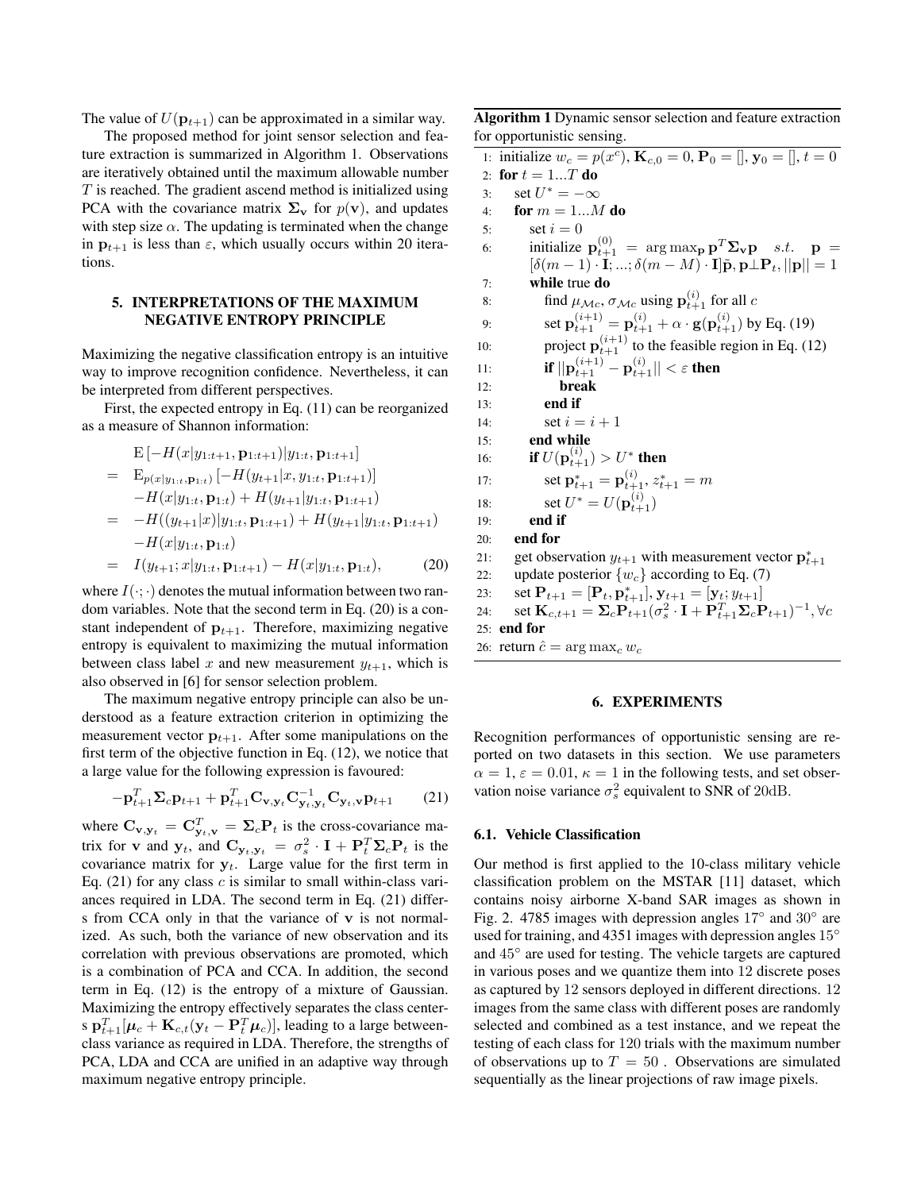The value of $U(\mathbf{p}_{t+1})$ can be approximated in a similar way.

The proposed method for joint sensor selection and feature extraction is summarized in Algorithm 1. Observations are iteratively obtained until the maximum allowable number $T$ is reached. The gradient ascend method is initialized using PCA with the covariance matrix $\mathbf{\Sigma_v}$ for $p(\mathbf{v})$, and updates with step size $\alpha$. The updating is terminated when the change in $\mathbf{p}_{t+1}$ is less than $\varepsilon$, which usually occurs within 20 iterations.

## 5. INTERPRETATIONS OF THE MAXIMUM NEGATIVE ENTROPY PRINCIPLE

Maximizing the negative classification entropy is an intuitive way to improve recognition confidence. Nevertheless, it can be interpreted from different perspectives.

First, the expected entropy in Eq. (11) can be reorganized as a measure of Shannon information:

$$
\begin{aligned}
& \mathrm{E}\left[-H(x|y_{1:t+1}, \mathbf{p}_{1:t+1})|y_{1:t}, \mathbf{p}_{1:t+1}\right] \\
= \;& \mathrm{E}_{p(x|y_{1:t},\mathbf{p}_{1:t})}\left[-H(y_{t+1}|x, y_{1:t}, \mathbf{p}_{1:t+1})\right] \\
& -H(x|y_{1:t}, \mathbf{p}_{1:t}) + H(y_{t+1}|y_{1:t}, \mathbf{p}_{1:t+1}) \\
= \;& -H((y_{t+1}|x)|y_{1:t}, \mathbf{p}_{1:t+1}) + H(y_{t+1}|y_{1:t}, \mathbf{p}_{1:t+1}) \\
& -H(x|y_{1:t}, \mathbf{p}_{1:t}) \\
= \;& I(y_{t+1}; x|y_{1:t}, \mathbf{p}_{1:t+1}) - H(x|y_{1:t}, \mathbf{p}_{1:t}), \qquad (20)
\end{aligned}
$$

where $I(\cdot;\cdot)$ denotes the mutual information between two random variables. Note that the second term in Eq. (20) is a constant independent of $\mathbf{p}_{t+1}$. Therefore, maximizing negative entropy is equivalent to maximizing the mutual information between class label $x$ and new measurement $y_{t+1}$, which is also observed in [6] for sensor selection problem.

The maximum negative entropy principle can also be understood as a feature extraction criterion in optimizing the measurement vector $\mathbf{p}_{t+1}$. After some manipulations on the first term of the objective function in Eq. (12), we notice that a large value for the following expression is favoured:

$$
-\mathbf{p}_{t+1}^T \mathbf{\Sigma}_c \mathbf{p}_{t+1} + \mathbf{p}_{t+1}^T \mathbf{C}_{\mathbf{v},\mathbf{y}_t} \mathbf{C}_{\mathbf{y}_t,\mathbf{y}_t}^{-1} \mathbf{C}_{\mathbf{y}_t,\mathbf{v}} \mathbf{p}_{t+1} \qquad (21)
$$

where $\mathbf{C}_{\mathbf{v},\mathbf{y}_t} = \mathbf{C}_{\mathbf{y}_t,\mathbf{v}}^T = \mathbf{\Sigma}_c \mathbf{P}_t$ is the cross-covariance matrix for $\mathbf{v}$ and $\mathbf{y}_t$, and $\mathbf{C}_{\mathbf{y}_t,\mathbf{y}_t} = \sigma_s^2 \cdot \mathbf{I} + \mathbf{P}_t^T \mathbf{\Sigma}_c \mathbf{P}_t$ is the covariance matrix for $\mathbf{y}_t$. Large value for the first term in Eq. (21) for any class $c$ is similar to small within-class variances required in LDA. The second term in Eq. (21) differs from CCA only in that the variance of $\mathbf{v}$ is not normalized. As such, both the variance of new observation and its correlation with previous observations are promoted, which is a combination of PCA and CCA. In addition, the second term in Eq. (12) is the entropy of a mixture of Gaussian. Maximizing the entropy effectively separates the class centers $\mathbf{p}_{t+1}^T[\boldsymbol{\mu}_c + \mathbf{K}_{c,t}(\mathbf{y}_t - \mathbf{P}_t^T \boldsymbol{\mu}_c)]$, leading to a large between-class variance as required in LDA. Therefore, the strengths of PCA, LDA and CCA are unified in an adaptive way through maximum negative entropy principle.

**Algorithm 1** Dynamic sensor selection and feature extraction for opportunistic sensing.

```
1: initialize w_c = p(x^c), K_{c,0} = 0, P_0 = [], y_0 = [], t = 0
2: for t = 1...T do
3:   set U* = -∞
4:   for m = 1...M do
5:     set i = 0
6:     initialize p_{t+1}^{(0)} = argmax_p p^T Σ_v p  s.t.  p = [δ(m-1)·I; ...; δ(m-M)·I]p̃, p ⊥ P_t, ||p|| = 1
7:     while true do
8:       find μ_{Mc}, σ_{Mc} using p_{t+1}^{(i)} for all c
9:       set p_{t+1}^{(i+1)} = p_{t+1}^{(i)} + α · g(p_{t+1}^{(i)}) by Eq. (19)
10:      project p_{t+1}^{(i+1)} to the feasible region in Eq. (12)
11:      if ||p_{t+1}^{(i+1)} - p_{t+1}^{(i)}|| < ε then
12:        break
13:      end if
14:      set i = i + 1
15:    end while
16:    if U(p_{t+1}^{(i)}) > U* then
17:      set p*_{t+1} = p_{t+1}^{(i)}, z*_{t+1} = m
18:      set U* = U(p_{t+1}^{(i)})
19:    end if
20:  end for
21:  get observation y_{t+1} with measurement vector p*_{t+1}
22:  update posterior {w_c} according to Eq. (7)
23:  set P_{t+1} = [P_t, p*_{t+1}], y_{t+1} = [y_t; y_{t+1}]
24:  set K_{c,t+1} = Σ_c P_{t+1} (σ_s^2 · I + P_{t+1}^T Σ_c P_{t+1})^{-1}, ∀c
25: end for
26: return ĉ = argmax_c w_c
```

## 6. EXPERIMENTS

Recognition performances of opportunistic sensing are reported on two datasets in this section. We use parameters $\alpha = 1$, $\varepsilon = 0.01$, $\kappa = 1$ in the following tests, and set observation noise variance $\sigma_s^2$ equivalent to SNR of 20dB.

### 6.1. Vehicle Classification

Our method is first applied to the 10-class military vehicle classification problem on the MSTAR [11] dataset, which contains noisy airborne X-band SAR images as shown in Fig. 2. 4785 images with depression angles $17^\circ$ and $30^\circ$ are used for training, and 4351 images with depression angles $15^\circ$ and $45^\circ$ are used for testing. The vehicle targets are captured in various poses and we quantize them into 12 discrete poses as captured by 12 sensors deployed in different directions. 12 images from the same class with different poses are randomly selected and combined as a test instance, and we repeat the testing of each class for 120 trials with the maximum number of observations up to $T = 50$. Observations are simulated sequentially as the linear projections of raw image pixels.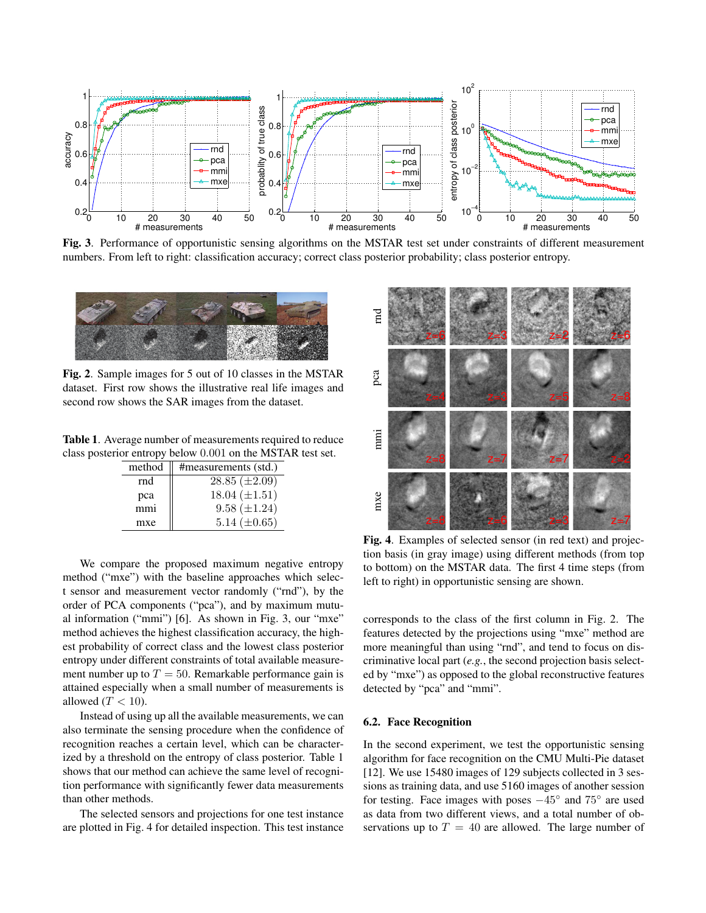**Fig. 3**. Performance of opportunistic sensing algorithms on the MSTAR test set under constraints of different measurement numbers. From left to right: classification accuracy; correct class posterior probability; class posterior entropy.

**Fig. 2**. Sample images for 5 out of 10 classes in the MSTAR dataset. First row shows the illustrative real life images and second row shows the SAR images from the dataset.

**Table 1**. Average number of measurements required to reduce class posterior entropy below 0.001 on the MSTAR test set.

| method | #measurements (std.) |
|---|---|
| rnd | 28.85 ($\pm$2.09) |
| pca | 18.04 ($\pm$1.51) |
| mmi | 9.58 ($\pm$1.24) |
| mxe | 5.14 ($\pm$0.65) |

We compare the proposed maximum negative entropy method ("mxe") with the baseline approaches which select sensor and measurement vector randomly ("rnd"), by the order of PCA components ("pca"), and by maximum mutual information ("mmi") [6]. As shown in Fig. 3, our "mxe" method achieves the highest classification accuracy, the highest probability of correct class and the lowest class posterior entropy under different constraints of total available measurement number up to $T = 50$. Remarkable performance gain is attained especially when a small number of measurements is allowed ($T < 10$).

Instead of using up all the available measurements, we can also terminate the sensing procedure when the confidence of recognition reaches a certain level, which can be characterized by a threshold on the entropy of class posterior. Table 1 shows that our method can achieve the same level of recognition performance with significantly fewer data measurements than other methods.

The selected sensors and projections for one test instance are plotted in Fig. 4 for detailed inspection. This test instance corresponds to the class of the first column in Fig. 2. The features detected by the projections using "mxe" method are more meaningful than using "rnd", and tend to focus on discriminative local part (*e.g.*, the second projection basis selected by "mxe") as opposed to the global reconstructive features detected by "pca" and "mmi".

**Fig. 4**. Examples of selected sensor (in red text) and projection basis (in gray image) using different methods (from top to bottom) on the MSTAR data. The first 4 time steps (from left to right) in opportunistic sensing are shown.

### 6.2. Face Recognition

In the second experiment, we test the opportunistic sensing algorithm for face recognition on the CMU Multi-Pie dataset [12]. We use 15480 images of 129 subjects collected in 3 sessions as training data, and use 5160 images of another session for testing. Face images with poses $-45^\circ$ and $75^\circ$ are used as data from two different views, and a total number of observations up to $T = 40$ are allowed. The large number of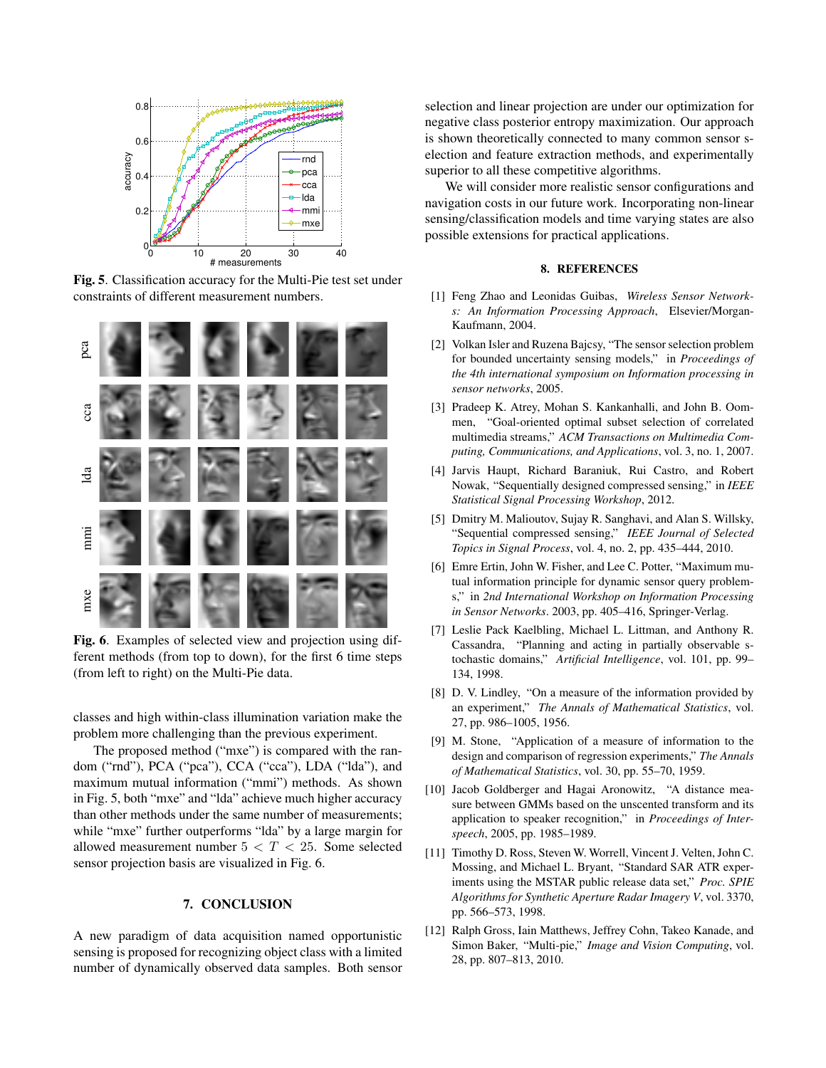0.8
0.6
0.4
0.2
0
accuracy
0 10 20 30 40
# measurements
rnd
pca
cca
lda
mmi
mxe

**Fig. 5**. Classification accuracy for the Multi-Pie test set under constraints of different measurement numbers.

pca
cca
lda
mmi
mxe

**Fig. 6**. Examples of selected view and projection using different methods (from top to down), for the first 6 time steps (from left to right) on the Multi-Pie data.

classes and high within-class illumination variation make the problem more challenging than the previous experiment.

The proposed method ("mxe") is compared with the random ("rnd"), PCA ("pca"), CCA ("cca"), LDA ("lda"), and maximum mutual information ("mmi") methods. As shown in Fig. 5, both "mxe" and "lda" achieve much higher accuracy than other methods under the same number of measurements; while "mxe" further outperforms "lda" by a large margin for allowed measurement number $5 < T < 25$. Some selected sensor projection basis are visualized in Fig. 6.

## 7. CONCLUSION

A new paradigm of data acquisition named opportunistic sensing is proposed for recognizing object class with a limited number of dynamically observed data samples. Both sensor selection and linear projection are under our optimization for negative class posterior entropy maximization. Our approach is shown theoretically connected to many common sensor selection and feature extraction methods, and experimentally superior to all these competitive algorithms.

We will consider more realistic sensor configurations and navigation costs in our future work. Incorporating non-linear sensing/classification models and time varying states are also possible extensions for practical applications.

## 8. REFERENCES

[1] Feng Zhao and Leonidas Guibas, *Wireless Sensor Networks: An Information Processing Approach*, Elsevier/Morgan-Kaufmann, 2004.

[2] Volkan Isler and Ruzena Bajcsy, "The sensor selection problem for bounded uncertainty sensing models," in *Proceedings of the 4th international symposium on Information processing in sensor networks*, 2005.

[3] Pradeep K. Atrey, Mohan S. Kankanhalli, and John B. Oommen, "Goal-oriented optimal subset selection of correlated multimedia streams," *ACM Transactions on Multimedia Computing, Communications, and Applications*, vol. 3, no. 1, 2007.

[4] Jarvis Haupt, Richard Baraniuk, Rui Castro, and Robert Nowak, "Sequentially designed compressed sensing," in *IEEE Statistical Signal Processing Workshop*, 2012.

[5] Dmitry M. Malioutov, Sujay R. Sanghavi, and Alan S. Willsky, "Sequential compressed sensing," *IEEE Journal of Selected Topics in Signal Process*, vol. 4, no. 2, pp. 435–444, 2010.

[6] Emre Ertin, John W. Fisher, and Lee C. Potter, "Maximum mutual information principle for dynamic sensor query problems," in *2nd International Workshop on Information Processing in Sensor Networks*. 2003, pp. 405–416, Springer-Verlag.

[7] Leslie Pack Kaelbling, Michael L. Littman, and Anthony R. Cassandra, "Planning and acting in partially observable stochastic domains," *Artificial Intelligence*, vol. 101, pp. 99–134, 1998.

[8] D. V. Lindley, "On a measure of the information provided by an experiment," *The Annals of Mathematical Statistics*, vol. 27, pp. 986–1005, 1956.

[9] M. Stone, "Application of a measure of information to the design and comparison of regression experiments," *The Annals of Mathematical Statistics*, vol. 30, pp. 55–70, 1959.

[10] Jacob Goldberger and Hagai Aronowitz, "A distance measure between GMMs based on the unscented transform and its application to speaker recognition," in *Proceedings of Interspeech*, 2005, pp. 1985–1989.

[11] Timothy D. Ross, Steven W. Worrell, Vincent J. Velten, John C. Mossing, and Michael L. Bryant, "Standard SAR ATR experiments using the MSTAR public release data set," *Proc. SPIE Algorithms for Synthetic Aperture Radar Imagery V*, vol. 3370, pp. 566–573, 1998.

[12] Ralph Gross, Iain Matthews, Jeffrey Cohn, Takeo Kanade, and Simon Baker, "Multi-pie," *Image and Vision Computing*, vol. 28, pp. 807–813, 2010.